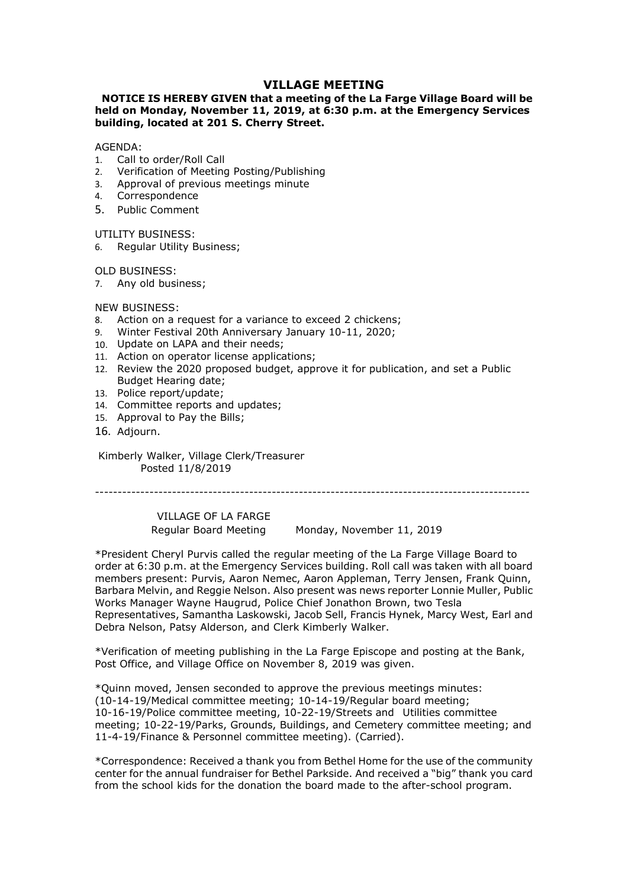# VILLAGE MEETING

**NOTICE IS HEREBY GIVEN that a meeting of the La Farge Village Board will be held on Monday, November 11, 2019, at 6:30 p.m. at the Emergency Services building, located at 201 S. Cherry Street.**

AGENDA:

1. Call to order/Roll Call
2. Verification of Meeting Posting/Publishing
3. Approval of previous meetings minute
4. Correspondence
5. Public Comment

UTILITY BUSINESS:

6. Regular Utility Business;

OLD BUSINESS:

7. Any old business;

NEW BUSINESS:

8. Action on a request for a variance to exceed 2 chickens;
9. Winter Festival 20th Anniversary January 10-11, 2020;
10. Update on LAPA and their needs;
11. Action on operator license applications;
12. Review the 2020 proposed budget, approve it for publication, and set a Public Budget Hearing date;
13. Police report/update;
14. Committee reports and updates;
15. Approval to Pay the Bills;
16. Adjourn.

Kimberly Walker, Village Clerk/Treasurer
Posted 11/8/2019

---

VILLAGE OF LA FARGE
Regular Board Meeting Monday, November 11, 2019

*President Cheryl Purvis called the regular meeting of the La Farge Village Board to order at 6:30 p.m. at the Emergency Services building. Roll call was taken with all board members present: Purvis, Aaron Nemec, Aaron Appleman, Terry Jensen, Frank Quinn, Barbara Melvin, and Reggie Nelson. Also present was news reporter Lonnie Muller, Public Works Manager Wayne Haugrud, Police Chief Jonathon Brown, two Tesla Representatives, Samantha Laskowski, Jacob Sell, Francis Hynek, Marcy West, Earl and Debra Nelson, Patsy Alderson, and Clerk Kimberly Walker.

*Verification of meeting publishing in the La Farge Episcope and posting at the Bank, Post Office, and Village Office on November 8, 2019 was given.

*Quinn moved, Jensen seconded to approve the previous meetings minutes: (10-14-19/Medical committee meeting; 10-14-19/Regular board meeting; 10-16-19/Police committee meeting, 10-22-19/Streets and Utilities committee meeting; 10-22-19/Parks, Grounds, Buildings, and Cemetery committee meeting; and 11-4-19/Finance & Personnel committee meeting). (Carried).

*Correspondence: Received a thank you from Bethel Home for the use of the community center for the annual fundraiser for Bethel Parkside. And received a "big" thank you card from the school kids for the donation the board made to the after-school program.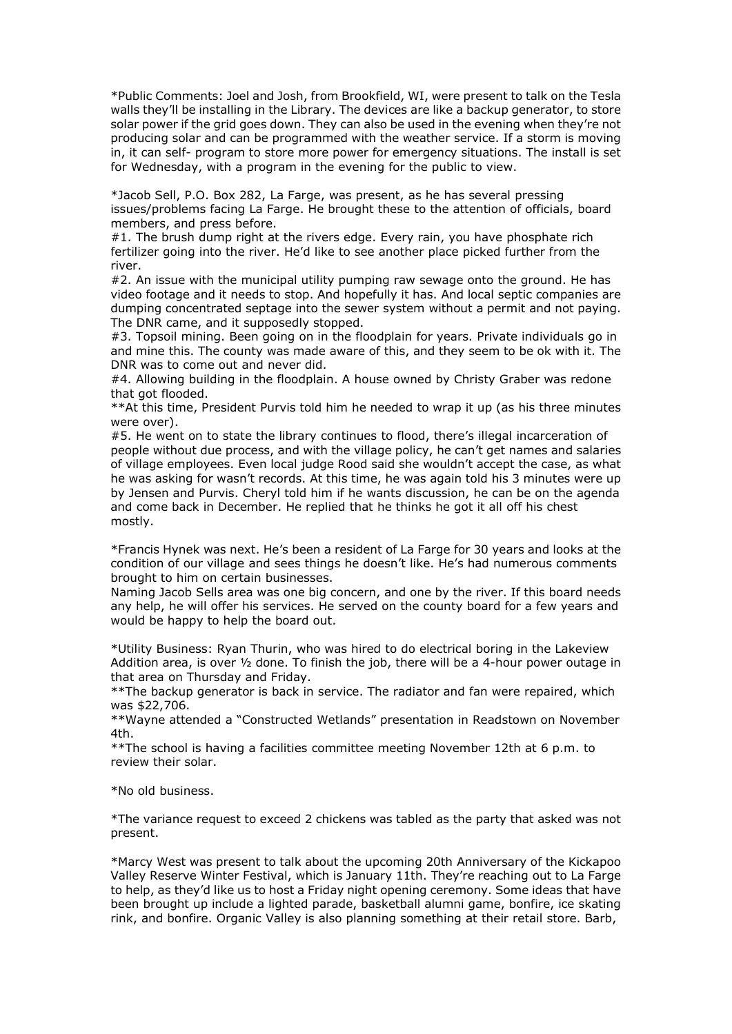*Public Comments: Joel and Josh, from Brookfield, WI, were present to talk on the Tesla walls they'll be installing in the Library. The devices are like a backup generator, to store solar power if the grid goes down. They can also be used in the evening when they're not producing solar and can be programmed with the weather service. If a storm is moving in, it can self- program to store more power for emergency situations. The install is set for Wednesday, with a program in the evening for the public to view.

*Jacob Sell, P.O. Box 282, La Farge, was present, as he has several pressing issues/problems facing La Farge. He brought these to the attention of officials, board members, and press before.
#1. The brush dump right at the rivers edge. Every rain, you have phosphate rich fertilizer going into the river. He'd like to see another place picked further from the river.
#2. An issue with the municipal utility pumping raw sewage onto the ground. He has video footage and it needs to stop. And hopefully it has. And local septic companies are dumping concentrated septage into the sewer system without a permit and not paying. The DNR came, and it supposedly stopped.
#3. Topsoil mining. Been going on in the floodplain for years. Private individuals go in and mine this. The county was made aware of this, and they seem to be ok with it. The DNR was to come out and never did.
#4. Allowing building in the floodplain. A house owned by Christy Graber was redone that got flooded.
**At this time, President Purvis told him he needed to wrap it up (as his three minutes were over).
#5. He went on to state the library continues to flood, there's illegal incarceration of people without due process, and with the village policy, he can't get names and salaries of village employees. Even local judge Rood said she wouldn't accept the case, as what he was asking for wasn't records. At this time, he was again told his 3 minutes were up by Jensen and Purvis. Cheryl told him if he wants discussion, he can be on the agenda and come back in December. He replied that he thinks he got it all off his chest mostly.

*Francis Hynek was next. He's been a resident of La Farge for 30 years and looks at the condition of our village and sees things he doesn't like. He's had numerous comments brought to him on certain businesses.
Naming Jacob Sells area was one big concern, and one by the river. If this board needs any help, he will offer his services. He served on the county board for a few years and would be happy to help the board out.

*Utility Business: Ryan Thurin, who was hired to do electrical boring in the Lakeview Addition area, is over ½ done. To finish the job, there will be a 4-hour power outage in that area on Thursday and Friday.
**The backup generator is back in service. The radiator and fan were repaired, which was $22,706.
**Wayne attended a "Constructed Wetlands" presentation in Readstown on November 4th.
**The school is having a facilities committee meeting November 12th at 6 p.m. to review their solar.

*No old business.

*The variance request to exceed 2 chickens was tabled as the party that asked was not present.

*Marcy West was present to talk about the upcoming 20th Anniversary of the Kickapoo Valley Reserve Winter Festival, which is January 11th. They're reaching out to La Farge to help, as they'd like us to host a Friday night opening ceremony. Some ideas that have been brought up include a lighted parade, basketball alumni game, bonfire, ice skating rink, and bonfire. Organic Valley is also planning something at their retail store. Barb,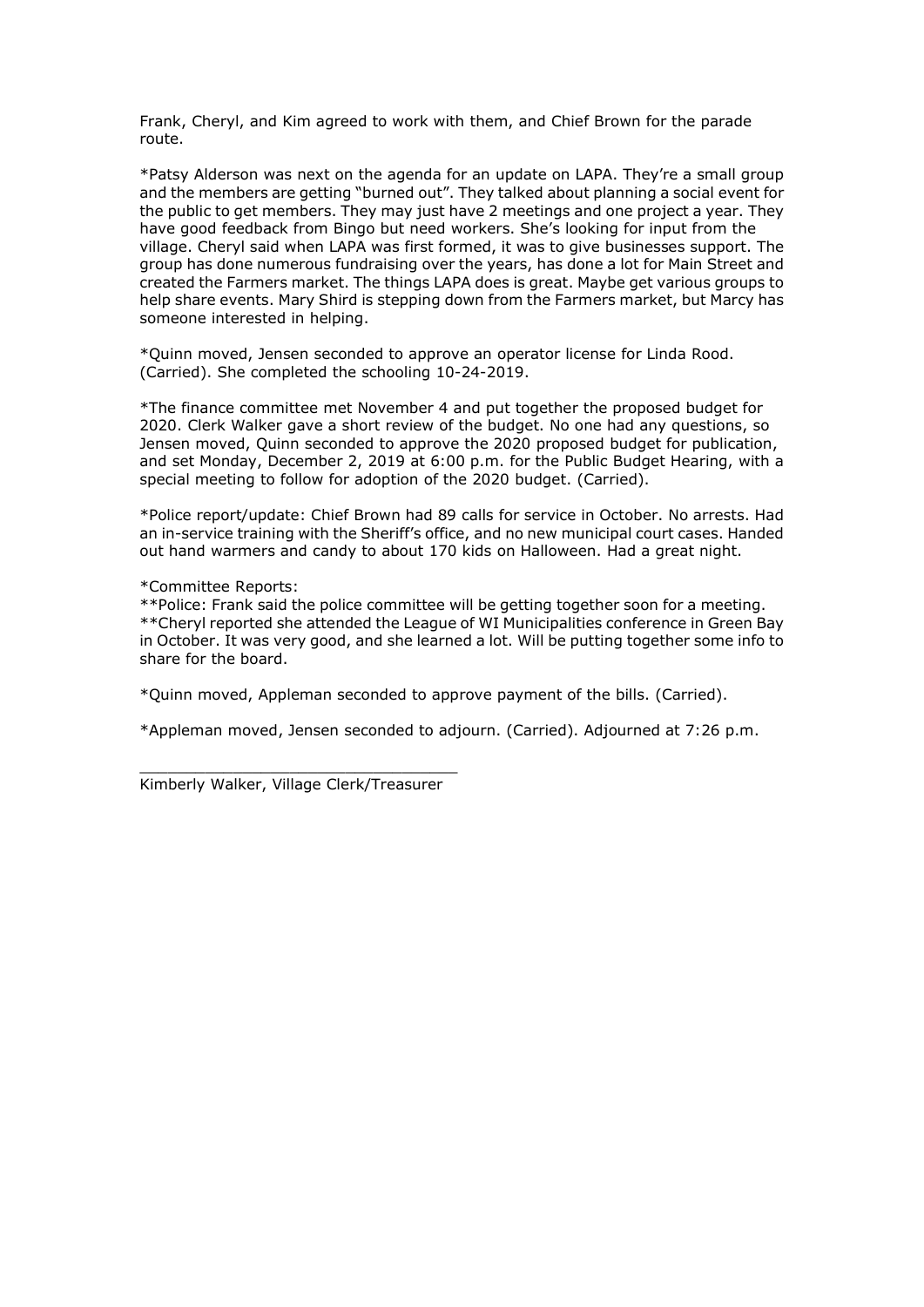Frank, Cheryl, and Kim agreed to work with them, and Chief Brown for the parade route.

*Patsy Alderson was next on the agenda for an update on LAPA. They're a small group and the members are getting "burned out". They talked about planning a social event for the public to get members. They may just have 2 meetings and one project a year. They have good feedback from Bingo but need workers. She's looking for input from the village. Cheryl said when LAPA was first formed, it was to give businesses support. The group has done numerous fundraising over the years, has done a lot for Main Street and created the Farmers market. The things LAPA does is great. Maybe get various groups to help share events. Mary Shird is stepping down from the Farmers market, but Marcy has someone interested in helping.

*Quinn moved, Jensen seconded to approve an operator license for Linda Rood. (Carried). She completed the schooling 10-24-2019.

*The finance committee met November 4 and put together the proposed budget for 2020. Clerk Walker gave a short review of the budget. No one had any questions, so Jensen moved, Quinn seconded to approve the 2020 proposed budget for publication, and set Monday, December 2, 2019 at 6:00 p.m. for the Public Budget Hearing, with a special meeting to follow for adoption of the 2020 budget. (Carried).

*Police report/update: Chief Brown had 89 calls for service in October. No arrests. Had an in-service training with the Sheriff's office, and no new municipal court cases. Handed out hand warmers and candy to about 170 kids on Halloween. Had a great night.

*Committee Reports:
**Police: Frank said the police committee will be getting together soon for a meeting.
**Cheryl reported she attended the League of WI Municipalities conference in Green Bay in October. It was very good, and she learned a lot. Will be putting together some info to share for the board.

*Quinn moved, Appleman seconded to approve payment of the bills. (Carried).

*Appleman moved, Jensen seconded to adjourn. (Carried). Adjourned at 7:26 p.m.

\_\_\_\_\_\_\_\_\_\_\_\_\_\_\_\_\_\_\_\_\_\_\_\_\_\_\_\_\_\_\_\_\_\_\_\_
Kimberly Walker, Village Clerk/Treasurer